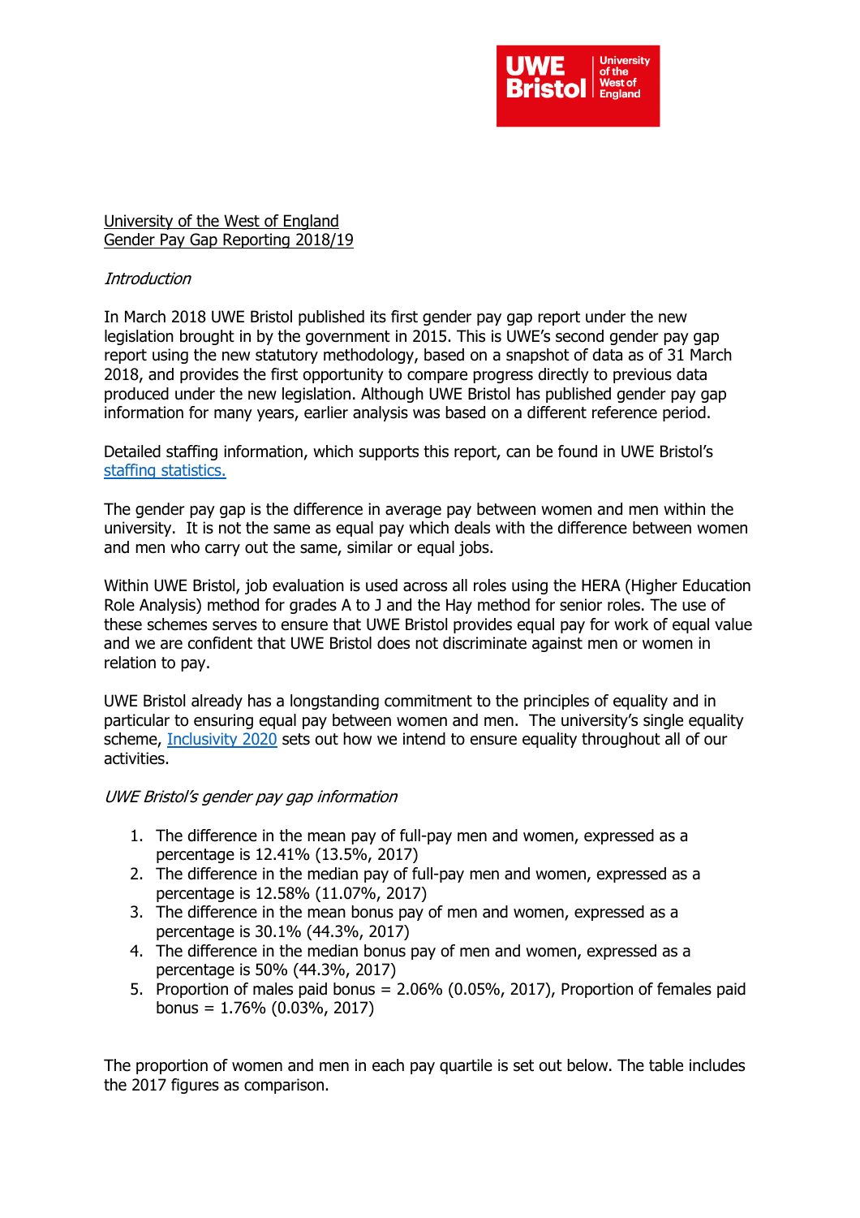University of the West of England
Gender Pay Gap Reporting 2018/19

*Introduction*

In March 2018 UWE Bristol published its first gender pay gap report under the new legislation brought in by the government in 2015. This is UWE's second gender pay gap report using the new statutory methodology, based on a snapshot of data as of 31 March 2018, and provides the first opportunity to compare progress directly to previous data produced under the new legislation. Although UWE Bristol has published gender pay gap information for many years, earlier analysis was based on a different reference period.

Detailed staffing information, which supports this report, can be found in UWE Bristol's staffing statistics.

The gender pay gap is the difference in average pay between women and men within the university. It is not the same as equal pay which deals with the difference between women and men who carry out the same, similar or equal jobs.

Within UWE Bristol, job evaluation is used across all roles using the HERA (Higher Education Role Analysis) method for grades A to J and the Hay method for senior roles. The use of these schemes serves to ensure that UWE Bristol provides equal pay for work of equal value and we are confident that UWE Bristol does not discriminate against men or women in relation to pay.

UWE Bristol already has a longstanding commitment to the principles of equality and in particular to ensuring equal pay between women and men. The university's single equality scheme, Inclusivity 2020 sets out how we intend to ensure equality throughout all of our activities.

*UWE Bristol's gender pay gap information*

1. The difference in the mean pay of full-pay men and women, expressed as a percentage is 12.41% (13.5%, 2017)
2. The difference in the median pay of full-pay men and women, expressed as a percentage is 12.58% (11.07%, 2017)
3. The difference in the mean bonus pay of men and women, expressed as a percentage is 30.1% (44.3%, 2017)
4. The difference in the median bonus pay of men and women, expressed as a percentage is 50% (44.3%, 2017)
5. Proportion of males paid bonus = 2.06% (0.05%, 2017), Proportion of females paid bonus = 1.76% (0.03%, 2017)

The proportion of women and men in each pay quartile is set out below. The table includes the 2017 figures as comparison.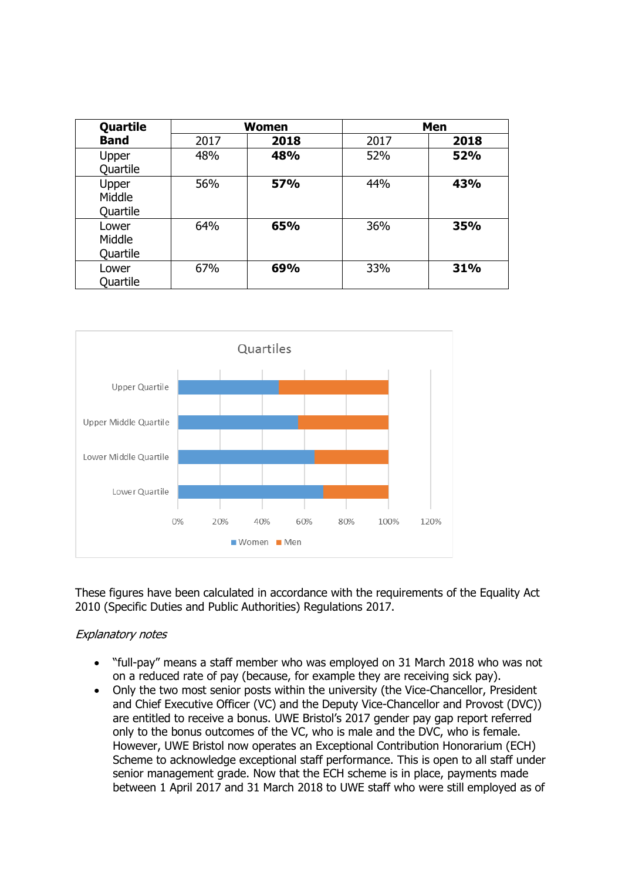| Quartile Band | Women | | Men | |
|---|---|---|---|---|
| | 2017 | **2018** | 2017 | **2018** |
| Upper Quartile | 48% | **48%** | 52% | **52%** |
| Upper Middle Quartile | 56% | **57%** | 44% | **43%** |
| Lower Middle Quartile | 64% | **65%** | 36% | **35%** |
| Lower Quartile | 67% | **69%** | 33% | **31%** |

Quartiles

Upper Quartile
Upper Middle Quartile
Lower Middle Quartile
Lower Quartile

0% 20% 40% 60% 80% 100% 120%

Women Men

These figures have been calculated in accordance with the requirements of the Equality Act 2010 (Specific Duties and Public Authorities) Regulations 2017.

*Explanatory notes*

- "full-pay" means a staff member who was employed on 31 March 2018 who was not on a reduced rate of pay (because, for example they are receiving sick pay).
- Only the two most senior posts within the university (the Vice-Chancellor, President and Chief Executive Officer (VC) and the Deputy Vice-Chancellor and Provost (DVC)) are entitled to receive a bonus. UWE Bristol's 2017 gender pay gap report referred only to the bonus outcomes of the VC, who is male and the DVC, who is female. However, UWE Bristol now operates an Exceptional Contribution Honorarium (ECH) Scheme to acknowledge exceptional staff performance. This is open to all staff under senior management grade. Now that the ECH scheme is in place, payments made between 1 April 2017 and 31 March 2018 to UWE staff who were still employed as of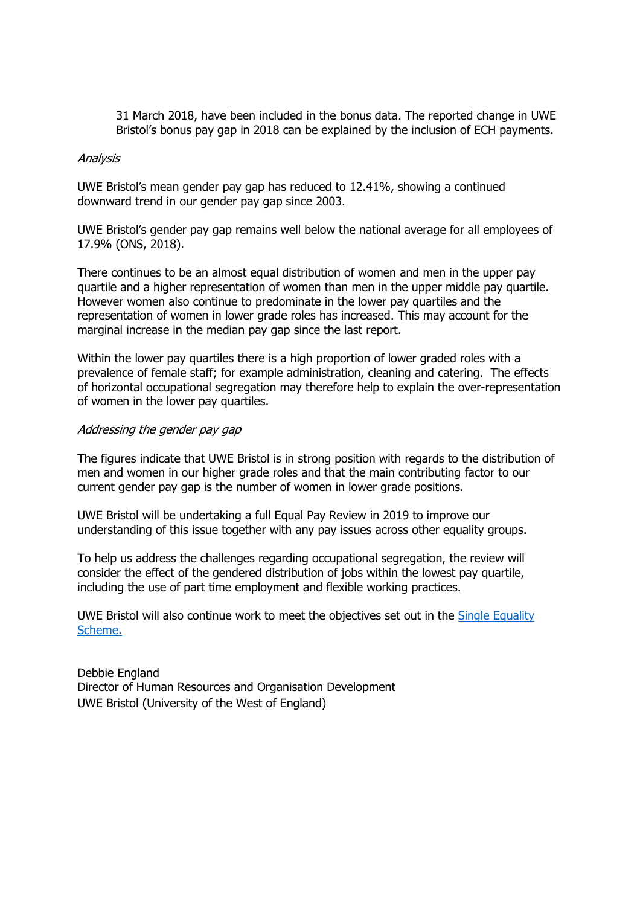31 March 2018, have been included in the bonus data. The reported change in UWE Bristol's bonus pay gap in 2018 can be explained by the inclusion of ECH payments.

*Analysis*

UWE Bristol's mean gender pay gap has reduced to 12.41%, showing a continued downward trend in our gender pay gap since 2003.

UWE Bristol's gender pay gap remains well below the national average for all employees of 17.9% (ONS, 2018).

There continues to be an almost equal distribution of women and men in the upper pay quartile and a higher representation of women than men in the upper middle pay quartile. However women also continue to predominate in the lower pay quartiles and the representation of women in lower grade roles has increased. This may account for the marginal increase in the median pay gap since the last report.

Within the lower pay quartiles there is a high proportion of lower graded roles with a prevalence of female staff; for example administration, cleaning and catering. The effects of horizontal occupational segregation may therefore help to explain the over-representation of women in the lower pay quartiles.

*Addressing the gender pay gap*

The figures indicate that UWE Bristol is in strong position with regards to the distribution of men and women in our higher grade roles and that the main contributing factor to our current gender pay gap is the number of women in lower grade positions.

UWE Bristol will be undertaking a full Equal Pay Review in 2019 to improve our understanding of this issue together with any pay issues across other equality groups.

To help us address the challenges regarding occupational segregation, the review will consider the effect of the gendered distribution of jobs within the lowest pay quartile, including the use of part time employment and flexible working practices.

UWE Bristol will also continue work to meet the objectives set out in the Single Equality Scheme.

Debbie England
Director of Human Resources and Organisation Development
UWE Bristol (University of the West of England)